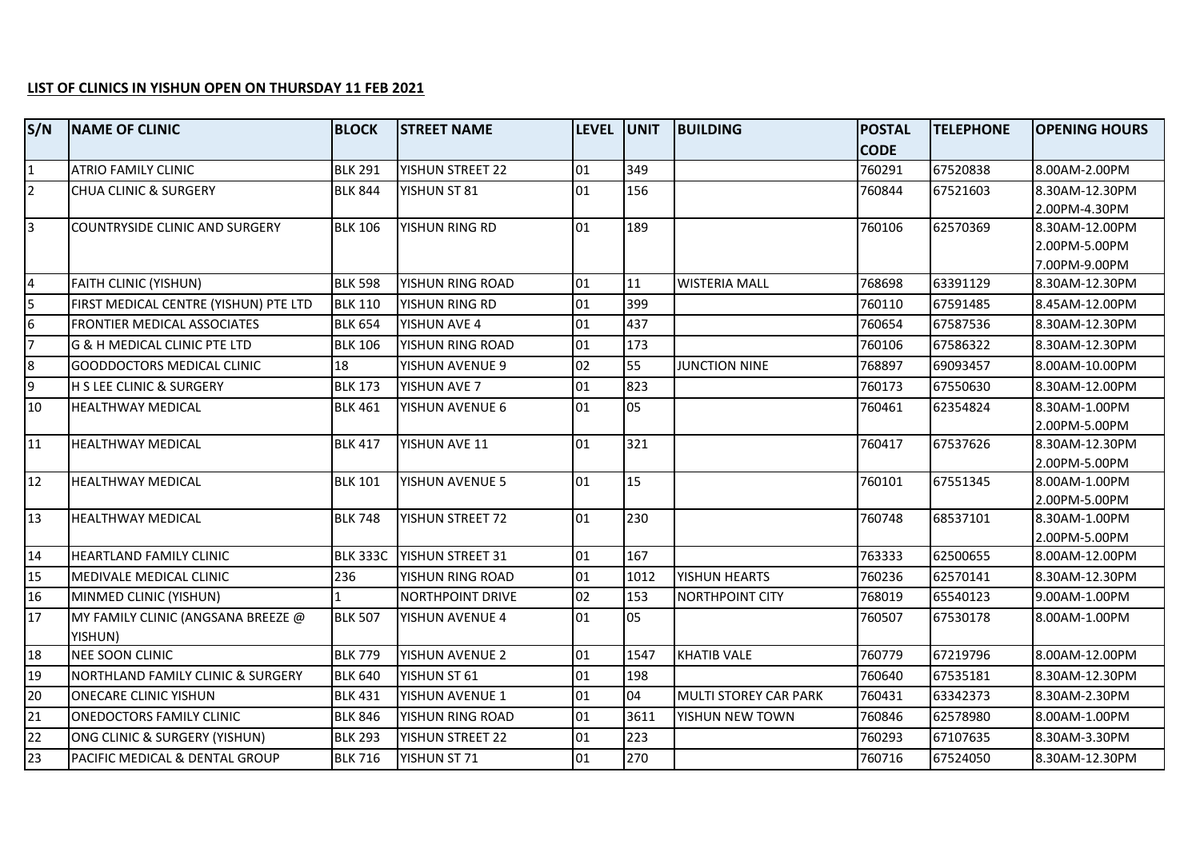**LIST OF CLINICS IN YISHUN OPEN ON THURSDAY 11 FEB 2021**

| S/N | NAME OF CLINIC | BLOCK | STREET NAME | LEVEL | UNIT | BUILDING | POSTAL CODE | TELEPHONE | OPENING HOURS |
|---|---|---|---|---|---|---|---|---|---|
| 1 | ATRIO FAMILY CLINIC | BLK 291 | YISHUN STREET 22 | 01 | 349 | | 760291 | 67520838 | 8.00AM-2.00PM |
| 2 | CHUA CLINIC & SURGERY | BLK 844 | YISHUN ST 81 | 01 | 156 | | 760844 | 67521603 | 8.30AM-12.30PM<br>2.00PM-4.30PM |
| 3 | COUNTRYSIDE CLINIC AND SURGERY | BLK 106 | YISHUN RING RD | 01 | 189 | | 760106 | 62570369 | 8.30AM-12.00PM<br>2.00PM-5.00PM<br>7.00PM-9.00PM |
| 4 | FAITH CLINIC (YISHUN) | BLK 598 | YISHUN RING ROAD | 01 | 11 | WISTERIA MALL | 768698 | 63391129 | 8.30AM-12.30PM |
| 5 | FIRST MEDICAL CENTRE (YISHUN) PTE LTD | BLK 110 | YISHUN RING RD | 01 | 399 | | 760110 | 67591485 | 8.45AM-12.00PM |
| 6 | FRONTIER MEDICAL ASSOCIATES | BLK 654 | YISHUN AVE 4 | 01 | 437 | | 760654 | 67587536 | 8.30AM-12.30PM |
| 7 | G & H MEDICAL CLINIC PTE LTD | BLK 106 | YISHUN RING ROAD | 01 | 173 | | 760106 | 67586322 | 8.30AM-12.30PM |
| 8 | GOODDOCTORS MEDICAL CLINIC | 18 | YISHUN AVENUE 9 | 02 | 55 | JUNCTION NINE | 768897 | 69093457 | 8.00AM-10.00PM |
| 9 | H S LEE CLINIC & SURGERY | BLK 173 | YISHUN AVE 7 | 01 | 823 | | 760173 | 67550630 | 8.30AM-12.00PM |
| 10 | HEALTHWAY MEDICAL | BLK 461 | YISHUN AVENUE 6 | 01 | 05 | | 760461 | 62354824 | 8.30AM-1.00PM<br>2.00PM-5.00PM |
| 11 | HEALTHWAY MEDICAL | BLK 417 | YISHUN AVE 11 | 01 | 321 | | 760417 | 67537626 | 8.30AM-12.30PM<br>2.00PM-5.00PM |
| 12 | HEALTHWAY MEDICAL | BLK 101 | YISHUN AVENUE 5 | 01 | 15 | | 760101 | 67551345 | 8.00AM-1.00PM<br>2.00PM-5.00PM |
| 13 | HEALTHWAY MEDICAL | BLK 748 | YISHUN STREET 72 | 01 | 230 | | 760748 | 68537101 | 8.30AM-1.00PM<br>2.00PM-5.00PM |
| 14 | HEARTLAND FAMILY CLINIC | BLK 333C | YISHUN STREET 31 | 01 | 167 | | 763333 | 62500655 | 8.00AM-12.00PM |
| 15 | MEDIVALE MEDICAL CLINIC | 236 | YISHUN RING ROAD | 01 | 1012 | YISHUN HEARTS | 760236 | 62570141 | 8.30AM-12.30PM |
| 16 | MINMED CLINIC (YISHUN) | 1 | NORTHPOINT DRIVE | 02 | 153 | NORTHPOINT CITY | 768019 | 65540123 | 9.00AM-1.00PM |
| 17 | MY FAMILY CLINIC (ANGSANA BREEZE @ YISHUN) | BLK 507 | YISHUN AVENUE 4 | 01 | 05 | | 760507 | 67530178 | 8.00AM-1.00PM |
| 18 | NEE SOON CLINIC | BLK 779 | YISHUN AVENUE 2 | 01 | 1547 | KHATIB VALE | 760779 | 67219796 | 8.00AM-12.00PM |
| 19 | NORTHLAND FAMILY CLINIC & SURGERY | BLK 640 | YISHUN ST 61 | 01 | 198 | | 760640 | 67535181 | 8.30AM-12.30PM |
| 20 | ONECARE CLINIC YISHUN | BLK 431 | YISHUN AVENUE 1 | 01 | 04 | MULTI STOREY CAR PARK | 760431 | 63342373 | 8.30AM-2.30PM |
| 21 | ONEDOCTORS FAMILY CLINIC | BLK 846 | YISHUN RING ROAD | 01 | 3611 | YISHUN NEW TOWN | 760846 | 62578980 | 8.00AM-1.00PM |
| 22 | ONG CLINIC & SURGERY (YISHUN) | BLK 293 | YISHUN STREET 22 | 01 | 223 | | 760293 | 67107635 | 8.30AM-3.30PM |
| 23 | PACIFIC MEDICAL & DENTAL GROUP | BLK 716 | YISHUN ST 71 | 01 | 270 | | 760716 | 67524050 | 8.30AM-12.30PM |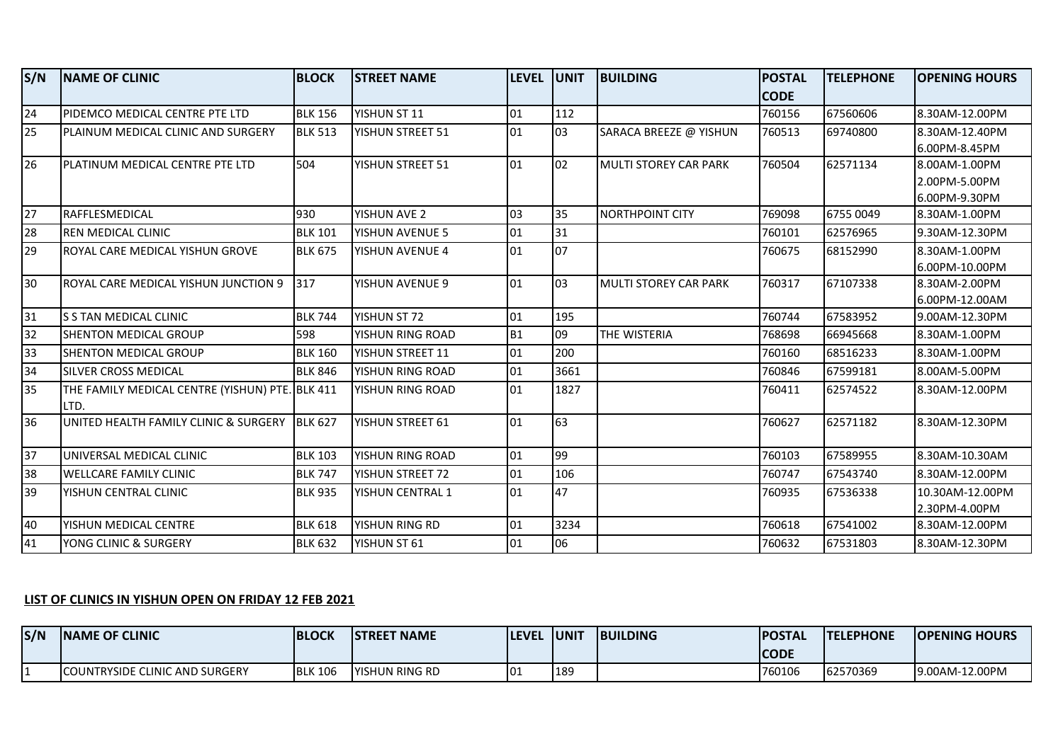| S/N | NAME OF CLINIC | BLOCK | STREET NAME | LEVEL | UNIT | BUILDING | POSTAL CODE | TELEPHONE | OPENING HOURS |
|---|---|---|---|---|---|---|---|---|---|
| 24 | PIDEMCO MEDICAL CENTRE PTE LTD | BLK 156 | YISHUN ST 11 | 01 | 112 | | 760156 | 67560606 | 8.30AM-12.00PM |
| 25 | PLAINUM MEDICAL CLINIC AND SURGERY | BLK 513 | YISHUN STREET 51 | 01 | 03 | SARACA BREEZE @ YISHUN | 760513 | 69740800 | 8.30AM-12.40PM 6.00PM-8.45PM |
| 26 | PLATINUM MEDICAL CENTRE PTE LTD | 504 | YISHUN STREET 51 | 01 | 02 | MULTI STOREY CAR PARK | 760504 | 62571134 | 8.00AM-1.00PM 2.00PM-5.00PM 6.00PM-9.30PM |
| 27 | RAFFLESMEDICAL | 930 | YISHUN AVE 2 | 03 | 35 | NORTHPOINT CITY | 769098 | 6755 0049 | 8.30AM-1.00PM |
| 28 | REN MEDICAL CLINIC | BLK 101 | YISHUN AVENUE 5 | 01 | 31 | | 760101 | 62576965 | 9.30AM-12.30PM |
| 29 | ROYAL CARE MEDICAL YISHUN GROVE | BLK 675 | YISHUN AVENUE 4 | 01 | 07 | | 760675 | 68152990 | 8.30AM-1.00PM 6.00PM-10.00PM |
| 30 | ROYAL CARE MEDICAL YISHUN JUNCTION 9 | 317 | YISHUN AVENUE 9 | 01 | 03 | MULTI STOREY CAR PARK | 760317 | 67107338 | 8.30AM-2.00PM 6.00PM-12.00AM |
| 31 | S S TAN MEDICAL CLINIC | BLK 744 | YISHUN ST 72 | 01 | 195 | | 760744 | 67583952 | 9.00AM-12.30PM |
| 32 | SHENTON MEDICAL GROUP | 598 | YISHUN RING ROAD | B1 | 09 | THE WISTERIA | 768698 | 66945668 | 8.30AM-1.00PM |
| 33 | SHENTON MEDICAL GROUP | BLK 160 | YISHUN STREET 11 | 01 | 200 | | 760160 | 68516233 | 8.30AM-1.00PM |
| 34 | SILVER CROSS MEDICAL | BLK 846 | YISHUN RING ROAD | 01 | 3661 | | 760846 | 67599181 | 8.00AM-5.00PM |
| 35 | THE FAMILY MEDICAL CENTRE (YISHUN) PTE. LTD. | BLK 411 | YISHUN RING ROAD | 01 | 1827 | | 760411 | 62574522 | 8.30AM-12.00PM |
| 36 | UNITED HEALTH FAMILY CLINIC & SURGERY | BLK 627 | YISHUN STREET 61 | 01 | 63 | | 760627 | 62571182 | 8.30AM-12.30PM |
| 37 | UNIVERSAL MEDICAL CLINIC | BLK 103 | YISHUN RING ROAD | 01 | 99 | | 760103 | 67589955 | 8.30AM-10.30AM |
| 38 | WELLCARE FAMILY CLINIC | BLK 747 | YISHUN STREET 72 | 01 | 106 | | 760747 | 67543740 | 8.30AM-12.00PM |
| 39 | YISHUN CENTRAL CLINIC | BLK 935 | YISHUN CENTRAL 1 | 01 | 47 | | 760935 | 67536338 | 10.30AM-12.00PM 2.30PM-4.00PM |
| 40 | YISHUN MEDICAL CENTRE | BLK 618 | YISHUN RING RD | 01 | 3234 | | 760618 | 67541002 | 8.30AM-12.00PM |
| 41 | YONG CLINIC & SURGERY | BLK 632 | YISHUN ST 61 | 01 | 06 | | 760632 | 67531803 | 8.30AM-12.30PM |

**LIST OF CLINICS IN YISHUN OPEN ON FRIDAY 12 FEB 2021**

| S/N | NAME OF CLINIC | BLOCK | STREET NAME | LEVEL | UNIT | BUILDING | POSTAL CODE | TELEPHONE | OPENING HOURS |
|---|---|---|---|---|---|---|---|---|---|
| 1 | COUNTRYSIDE CLINIC AND SURGERY | BLK 106 | YISHUN RING RD | 01 | 189 | | 760106 | 62570369 | 9.00AM-12.00PM |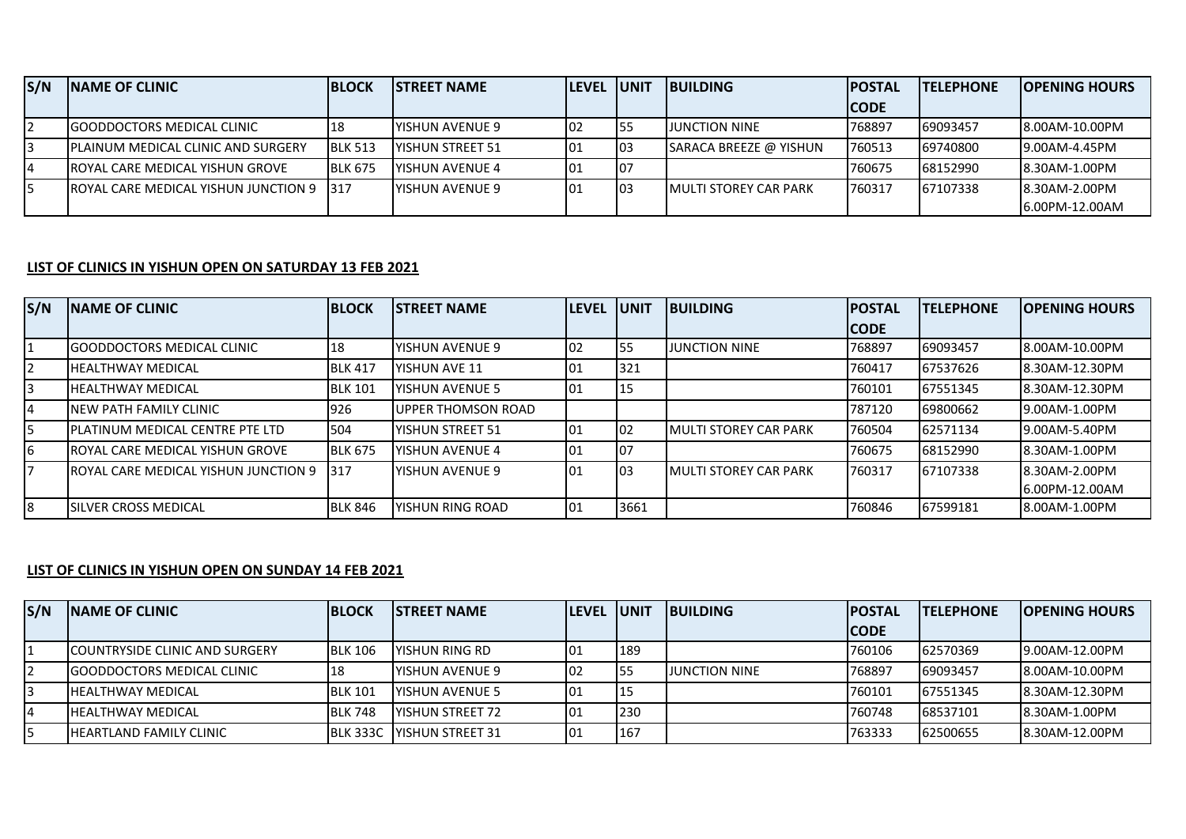| S/N | NAME OF CLINIC | BLOCK | STREET NAME | LEVEL | UNIT | BUILDING | POSTAL CODE | TELEPHONE | OPENING HOURS |
|---|---|---|---|---|---|---|---|---|---|
| 2 | GOODDOCTORS MEDICAL CLINIC | 18 | YISHUN AVENUE 9 | 02 | 55 | JUNCTION NINE | 768897 | 69093457 | 8.00AM-10.00PM |
| 3 | PLAINUM MEDICAL CLINIC AND SURGERY | BLK 513 | YISHUN STREET 51 | 01 | 03 | SARACA BREEZE @ YISHUN | 760513 | 69740800 | 9.00AM-4.45PM |
| 4 | ROYAL CARE MEDICAL YISHUN GROVE | BLK 675 | YISHUN AVENUE 4 | 01 | 07 | | 760675 | 68152990 | 8.30AM-1.00PM |
| 5 | ROYAL CARE MEDICAL YISHUN JUNCTION 9 | 317 | YISHUN AVENUE 9 | 01 | 03 | MULTI STOREY CAR PARK | 760317 | 67107338 | 8.30AM-2.00PM 6.00PM-12.00AM |

## LIST OF CLINICS IN YISHUN OPEN ON SATURDAY 13 FEB 2021

| S/N | NAME OF CLINIC | BLOCK | STREET NAME | LEVEL | UNIT | BUILDING | POSTAL CODE | TELEPHONE | OPENING HOURS |
|---|---|---|---|---|---|---|---|---|---|
| 1 | GOODDOCTORS MEDICAL CLINIC | 18 | YISHUN AVENUE 9 | 02 | 55 | JUNCTION NINE | 768897 | 69093457 | 8.00AM-10.00PM |
| 2 | HEALTHWAY MEDICAL | BLK 417 | YISHUN AVE 11 | 01 | 321 | | 760417 | 67537626 | 8.30AM-12.30PM |
| 3 | HEALTHWAY MEDICAL | BLK 101 | YISHUN AVENUE 5 | 01 | 15 | | 760101 | 67551345 | 8.30AM-12.30PM |
| 4 | NEW PATH FAMILY CLINIC | 926 | UPPER THOMSON ROAD | | | | 787120 | 69800662 | 9.00AM-1.00PM |
| 5 | PLATINUM MEDICAL CENTRE PTE LTD | 504 | YISHUN STREET 51 | 01 | 02 | MULTI STOREY CAR PARK | 760504 | 62571134 | 9.00AM-5.40PM |
| 6 | ROYAL CARE MEDICAL YISHUN GROVE | BLK 675 | YISHUN AVENUE 4 | 01 | 07 | | 760675 | 68152990 | 8.30AM-1.00PM |
| 7 | ROYAL CARE MEDICAL YISHUN JUNCTION 9 | 317 | YISHUN AVENUE 9 | 01 | 03 | MULTI STOREY CAR PARK | 760317 | 67107338 | 8.30AM-2.00PM 6.00PM-12.00AM |
| 8 | SILVER CROSS MEDICAL | BLK 846 | YISHUN RING ROAD | 01 | 3661 | | 760846 | 67599181 | 8.00AM-1.00PM |

## LIST OF CLINICS IN YISHUN OPEN ON SUNDAY 14 FEB 2021

| S/N | NAME OF CLINIC | BLOCK | STREET NAME | LEVEL | UNIT | BUILDING | POSTAL CODE | TELEPHONE | OPENING HOURS |
|---|---|---|---|---|---|---|---|---|---|
| 1 | COUNTRYSIDE CLINIC AND SURGERY | BLK 106 | YISHUN RING RD | 01 | 189 | | 760106 | 62570369 | 9.00AM-12.00PM |
| 2 | GOODDOCTORS MEDICAL CLINIC | 18 | YISHUN AVENUE 9 | 02 | 55 | JUNCTION NINE | 768897 | 69093457 | 8.00AM-10.00PM |
| 3 | HEALTHWAY MEDICAL | BLK 101 | YISHUN AVENUE 5 | 01 | 15 | | 760101 | 67551345 | 8.30AM-12.30PM |
| 4 | HEALTHWAY MEDICAL | BLK 748 | YISHUN STREET 72 | 01 | 230 | | 760748 | 68537101 | 8.30AM-1.00PM |
| 5 | HEARTLAND FAMILY CLINIC | BLK 333C | YISHUN STREET 31 | 01 | 167 | | 763333 | 62500655 | 8.30AM-12.00PM |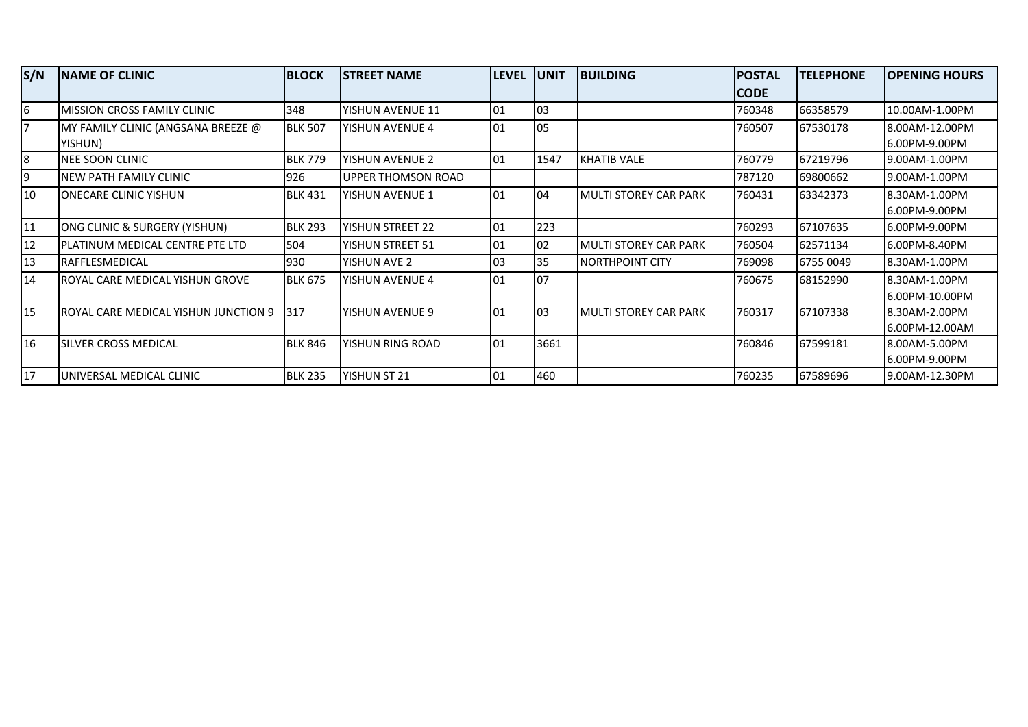| S/N | NAME OF CLINIC | BLOCK | STREET NAME | LEVEL | UNIT | BUILDING | POSTAL CODE | TELEPHONE | OPENING HOURS |
|---|---|---|---|---|---|---|---|---|---|
| 6 | MISSION CROSS FAMILY CLINIC | 348 | YISHUN AVENUE 11 | 01 | 03 | | 760348 | 66358579 | 10.00AM-1.00PM |
| 7 | MY FAMILY CLINIC (ANGSANA BREEZE @ YISHUN) | BLK 507 | YISHUN AVENUE 4 | 01 | 05 | | 760507 | 67530178 | 8.00AM-12.00PM 6.00PM-9.00PM |
| 8 | NEE SOON CLINIC | BLK 779 | YISHUN AVENUE 2 | 01 | 1547 | KHATIB VALE | 760779 | 67219796 | 9.00AM-1.00PM |
| 9 | NEW PATH FAMILY CLINIC | 926 | UPPER THOMSON ROAD | | | | 787120 | 69800662 | 9.00AM-1.00PM |
| 10 | ONECARE CLINIC YISHUN | BLK 431 | YISHUN AVENUE 1 | 01 | 04 | MULTI STOREY CAR PARK | 760431 | 63342373 | 8.30AM-1.00PM 6.00PM-9.00PM |
| 11 | ONG CLINIC & SURGERY (YISHUN) | BLK 293 | YISHUN STREET 22 | 01 | 223 | | 760293 | 67107635 | 6.00PM-9.00PM |
| 12 | PLATINUM MEDICAL CENTRE PTE LTD | 504 | YISHUN STREET 51 | 01 | 02 | MULTI STOREY CAR PARK | 760504 | 62571134 | 6.00PM-8.40PM |
| 13 | RAFFLESMEDICAL | 930 | YISHUN AVE 2 | 03 | 35 | NORTHPOINT CITY | 769098 | 6755 0049 | 8.30AM-1.00PM |
| 14 | ROYAL CARE MEDICAL YISHUN GROVE | BLK 675 | YISHUN AVENUE 4 | 01 | 07 | | 760675 | 68152990 | 8.30AM-1.00PM 6.00PM-10.00PM |
| 15 | ROYAL CARE MEDICAL YISHUN JUNCTION 9 | 317 | YISHUN AVENUE 9 | 01 | 03 | MULTI STOREY CAR PARK | 760317 | 67107338 | 8.30AM-2.00PM 6.00PM-12.00AM |
| 16 | SILVER CROSS MEDICAL | BLK 846 | YISHUN RING ROAD | 01 | 3661 | | 760846 | 67599181 | 8.00AM-5.00PM 6.00PM-9.00PM |
| 17 | UNIVERSAL MEDICAL CLINIC | BLK 235 | YISHUN ST 21 | 01 | 460 | | 760235 | 67589696 | 9.00AM-12.30PM |